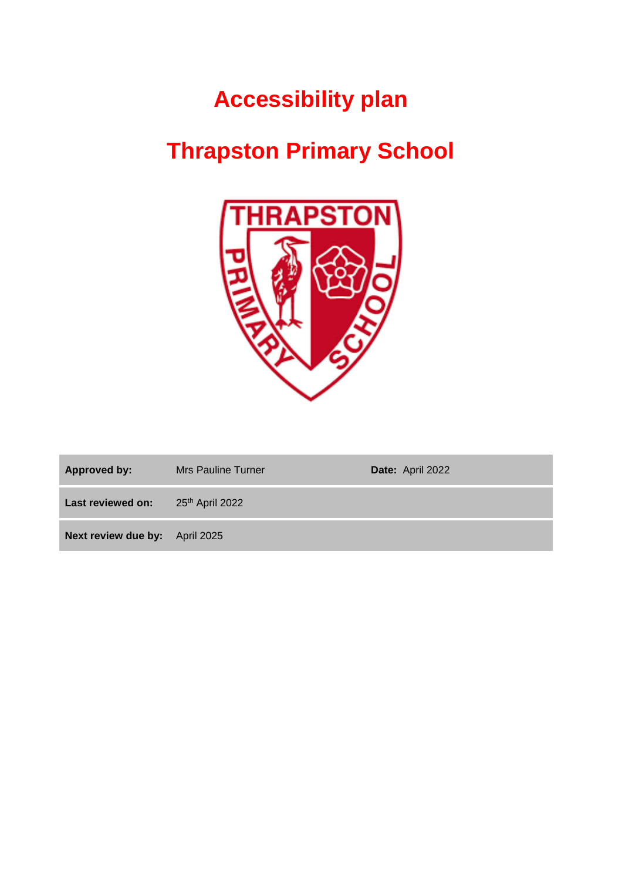# Accessibility plan

# Thrapston Primary School

| | | | |
|---|---|---|---|
| **Approved by:** | Mrs Pauline Turner | **Date:** April 2022 | |
| **Last reviewed on:** | 25th April 2022 | | |
| **Next review due by:** | April 2025 | | |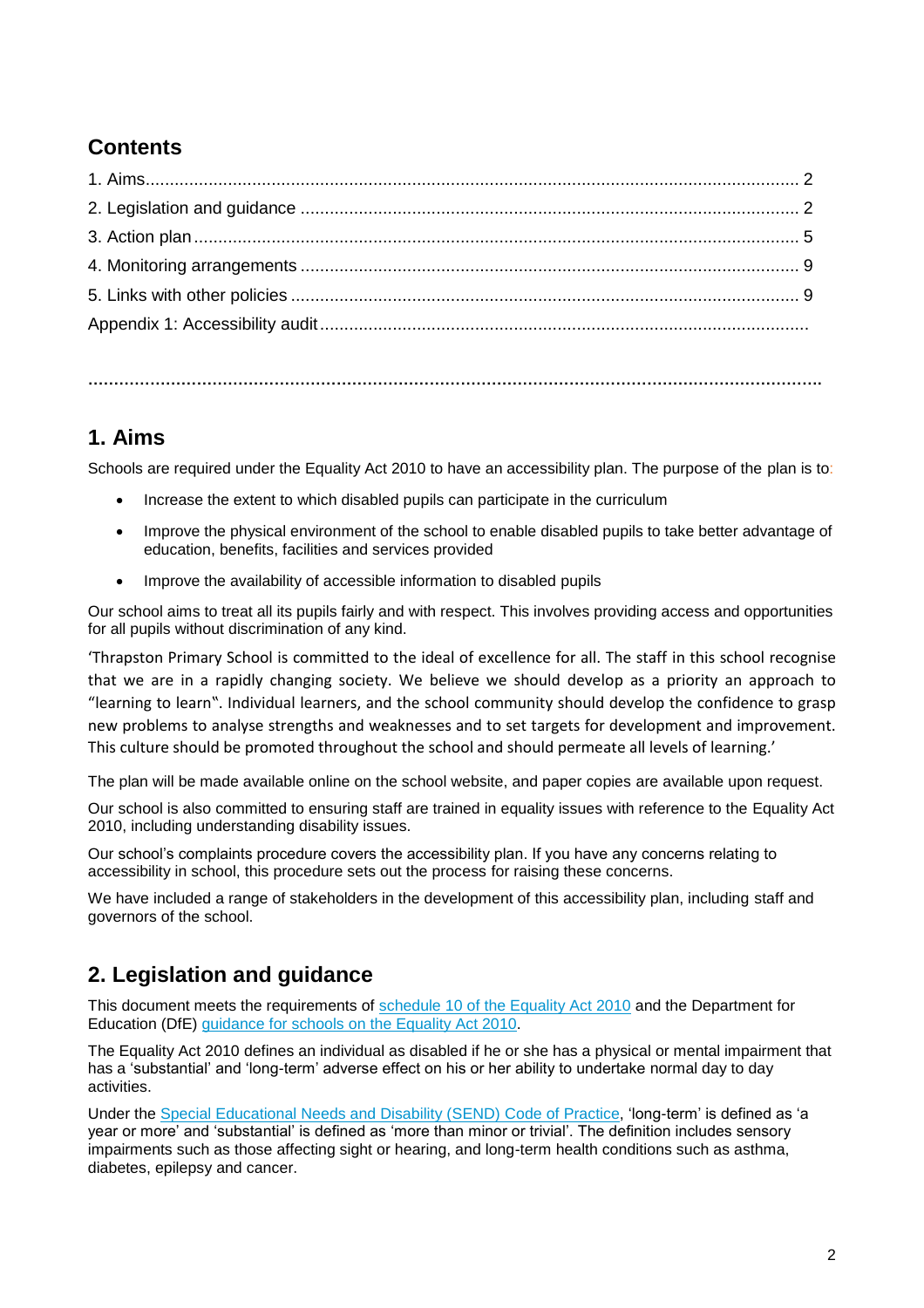## Contents

1. Aims........................................................................................................................................ 2
2. Legislation and guidance ....................................................................................................... 2
3. Action plan ............................................................................................................................. 5
4. Monitoring arrangements ....................................................................................................... 9
5. Links with other policies ......................................................................................................... 9
Appendix 1: Accessibility audit .....................................................................................................

## 1. Aims

Schools are required under the Equality Act 2010 to have an accessibility plan. The purpose of the plan is to:

- Increase the extent to which disabled pupils can participate in the curriculum
- Improve the physical environment of the school to enable disabled pupils to take better advantage of education, benefits, facilities and services provided
- Improve the availability of accessible information to disabled pupils

Our school aims to treat all its pupils fairly and with respect. This involves providing access and opportunities for all pupils without discrimination of any kind.

'Thrapston Primary School is committed to the ideal of excellence for all. The staff in this school recognise that we are in a rapidly changing society. We believe we should develop as a priority an approach to "learning to learn". Individual learners, and the school community should develop the confidence to grasp new problems to analyse strengths and weaknesses and to set targets for development and improvement. This culture should be promoted throughout the school and should permeate all levels of learning.'

The plan will be made available online on the school website, and paper copies are available upon request.

Our school is also committed to ensuring staff are trained in equality issues with reference to the Equality Act 2010, including understanding disability issues.

Our school's complaints procedure covers the accessibility plan. If you have any concerns relating to accessibility in school, this procedure sets out the process for raising these concerns.

We have included a range of stakeholders in the development of this accessibility plan, including staff and governors of the school.

## 2. Legislation and guidance

This document meets the requirements of schedule 10 of the Equality Act 2010 and the Department for Education (DfE) guidance for schools on the Equality Act 2010.

The Equality Act 2010 defines an individual as disabled if he or she has a physical or mental impairment that has a 'substantial' and 'long-term' adverse effect on his or her ability to undertake normal day to day activities.

Under the Special Educational Needs and Disability (SEND) Code of Practice, 'long-term' is defined as 'a year or more' and 'substantial' is defined as 'more than minor or trivial'. The definition includes sensory impairments such as those affecting sight or hearing, and long-term health conditions such as asthma, diabetes, epilepsy and cancer.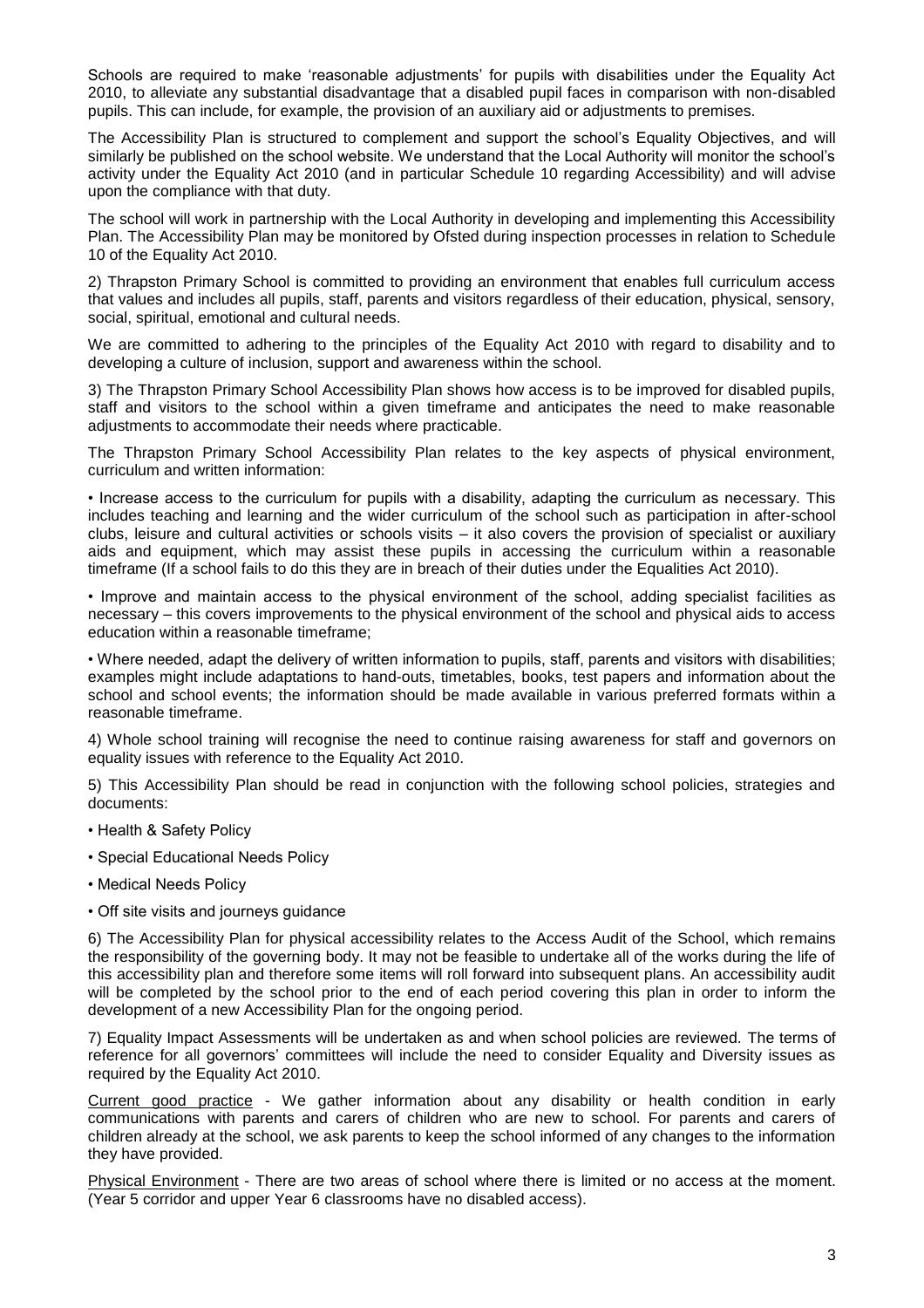Schools are required to make 'reasonable adjustments' for pupils with disabilities under the Equality Act 2010, to alleviate any substantial disadvantage that a disabled pupil faces in comparison with non-disabled pupils. This can include, for example, the provision of an auxiliary aid or adjustments to premises.

The Accessibility Plan is structured to complement and support the school's Equality Objectives, and will similarly be published on the school website. We understand that the Local Authority will monitor the school's activity under the Equality Act 2010 (and in particular Schedule 10 regarding Accessibility) and will advise upon the compliance with that duty.

The school will work in partnership with the Local Authority in developing and implementing this Accessibility Plan. The Accessibility Plan may be monitored by Ofsted during inspection processes in relation to Schedule 10 of the Equality Act 2010.

2) Thrapston Primary School is committed to providing an environment that enables full curriculum access that values and includes all pupils, staff, parents and visitors regardless of their education, physical, sensory, social, spiritual, emotional and cultural needs.

We are committed to adhering to the principles of the Equality Act 2010 with regard to disability and to developing a culture of inclusion, support and awareness within the school.

3) The Thrapston Primary School Accessibility Plan shows how access is to be improved for disabled pupils, staff and visitors to the school within a given timeframe and anticipates the need to make reasonable adjustments to accommodate their needs where practicable.

The Thrapston Primary School Accessibility Plan relates to the key aspects of physical environment, curriculum and written information:

• Increase access to the curriculum for pupils with a disability, adapting the curriculum as necessary. This includes teaching and learning and the wider curriculum of the school such as participation in after-school clubs, leisure and cultural activities or schools visits – it also covers the provision of specialist or auxiliary aids and equipment, which may assist these pupils in accessing the curriculum within a reasonable timeframe (If a school fails to do this they are in breach of their duties under the Equalities Act 2010).

• Improve and maintain access to the physical environment of the school, adding specialist facilities as necessary – this covers improvements to the physical environment of the school and physical aids to access education within a reasonable timeframe;

• Where needed, adapt the delivery of written information to pupils, staff, parents and visitors with disabilities; examples might include adaptations to hand-outs, timetables, books, test papers and information about the school and school events; the information should be made available in various preferred formats within a reasonable timeframe.

4) Whole school training will recognise the need to continue raising awareness for staff and governors on equality issues with reference to the Equality Act 2010.

5) This Accessibility Plan should be read in conjunction with the following school policies, strategies and documents:

- Health & Safety Policy
- Special Educational Needs Policy
- Medical Needs Policy
- Off site visits and journeys guidance

6) The Accessibility Plan for physical accessibility relates to the Access Audit of the School, which remains the responsibility of the governing body. It may not be feasible to undertake all of the works during the life of this accessibility plan and therefore some items will roll forward into subsequent plans. An accessibility audit will be completed by the school prior to the end of each period covering this plan in order to inform the development of a new Accessibility Plan for the ongoing period.

7) Equality Impact Assessments will be undertaken as and when school policies are reviewed. The terms of reference for all governors' committees will include the need to consider Equality and Diversity issues as required by the Equality Act 2010.

Current good practice - We gather information about any disability or health condition in early communications with parents and carers of children who are new to school. For parents and carers of children already at the school, we ask parents to keep the school informed of any changes to the information they have provided.

Physical Environment - There are two areas of school where there is limited or no access at the moment. (Year 5 corridor and upper Year 6 classrooms have no disabled access).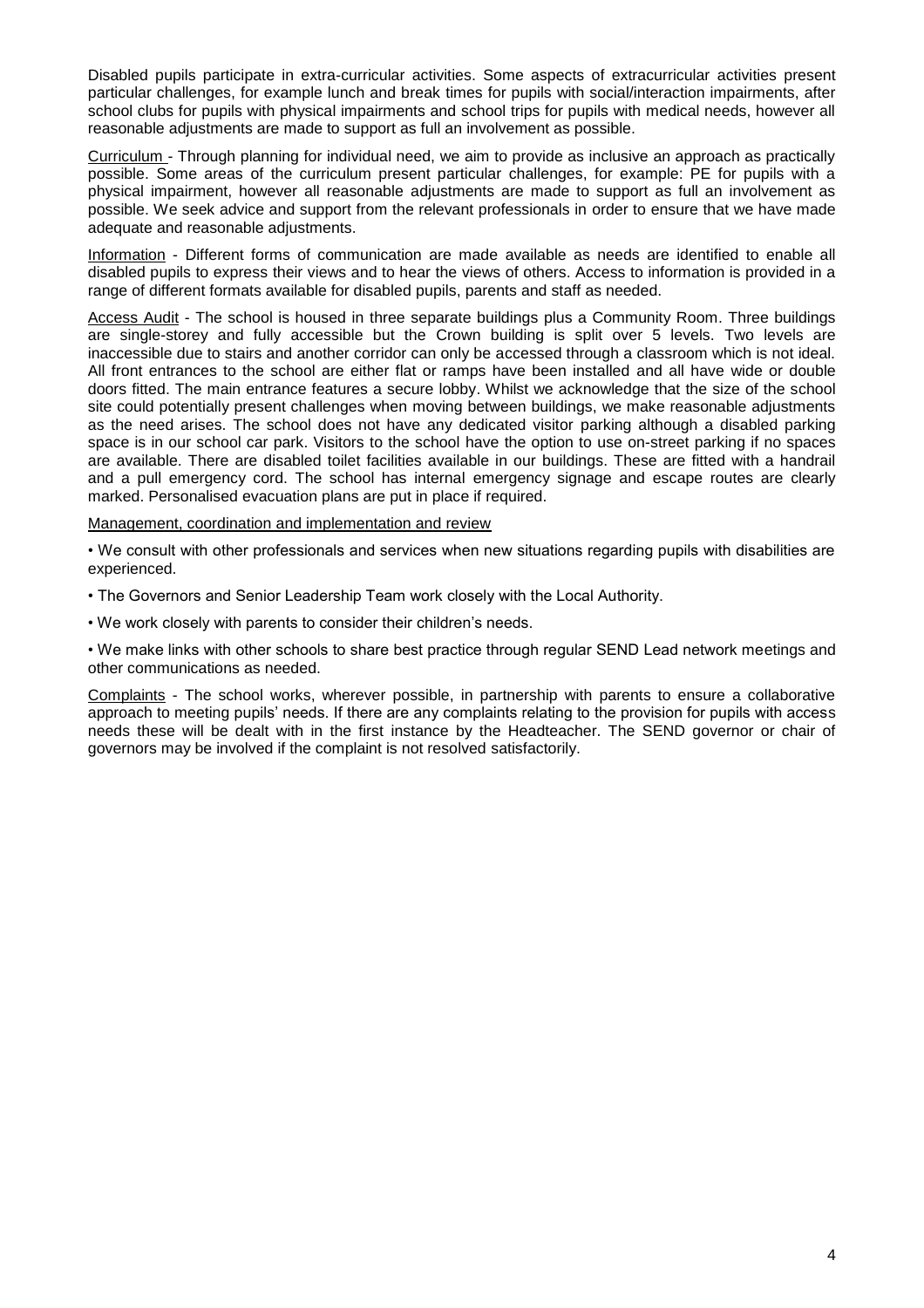Disabled pupils participate in extra-curricular activities. Some aspects of extracurricular activities present particular challenges, for example lunch and break times for pupils with social/interaction impairments, after school clubs for pupils with physical impairments and school trips for pupils with medical needs, however all reasonable adjustments are made to support as full an involvement as possible.

Curriculum - Through planning for individual need, we aim to provide as inclusive an approach as practically possible. Some areas of the curriculum present particular challenges, for example: PE for pupils with a physical impairment, however all reasonable adjustments are made to support as full an involvement as possible. We seek advice and support from the relevant professionals in order to ensure that we have made adequate and reasonable adjustments.

Information - Different forms of communication are made available as needs are identified to enable all disabled pupils to express their views and to hear the views of others. Access to information is provided in a range of different formats available for disabled pupils, parents and staff as needed.

Access Audit - The school is housed in three separate buildings plus a Community Room. Three buildings are single-storey and fully accessible but the Crown building is split over 5 levels. Two levels are inaccessible due to stairs and another corridor can only be accessed through a classroom which is not ideal. All front entrances to the school are either flat or ramps have been installed and all have wide or double doors fitted. The main entrance features a secure lobby. Whilst we acknowledge that the size of the school site could potentially present challenges when moving between buildings, we make reasonable adjustments as the need arises. The school does not have any dedicated visitor parking although a disabled parking space is in our school car park. Visitors to the school have the option to use on-street parking if no spaces are available. There are disabled toilet facilities available in our buildings. These are fitted with a handrail and a pull emergency cord. The school has internal emergency signage and escape routes are clearly marked. Personalised evacuation plans are put in place if required.

Management, coordination and implementation and review

- We consult with other professionals and services when new situations regarding pupils with disabilities are experienced.
- The Governors and Senior Leadership Team work closely with the Local Authority.
- We work closely with parents to consider their children's needs.
- We make links with other schools to share best practice through regular SEND Lead network meetings and other communications as needed.

Complaints - The school works, wherever possible, in partnership with parents to ensure a collaborative approach to meeting pupils' needs. If there are any complaints relating to the provision for pupils with access needs these will be dealt with in the first instance by the Headteacher. The SEND governor or chair of governors may be involved if the complaint is not resolved satisfactorily.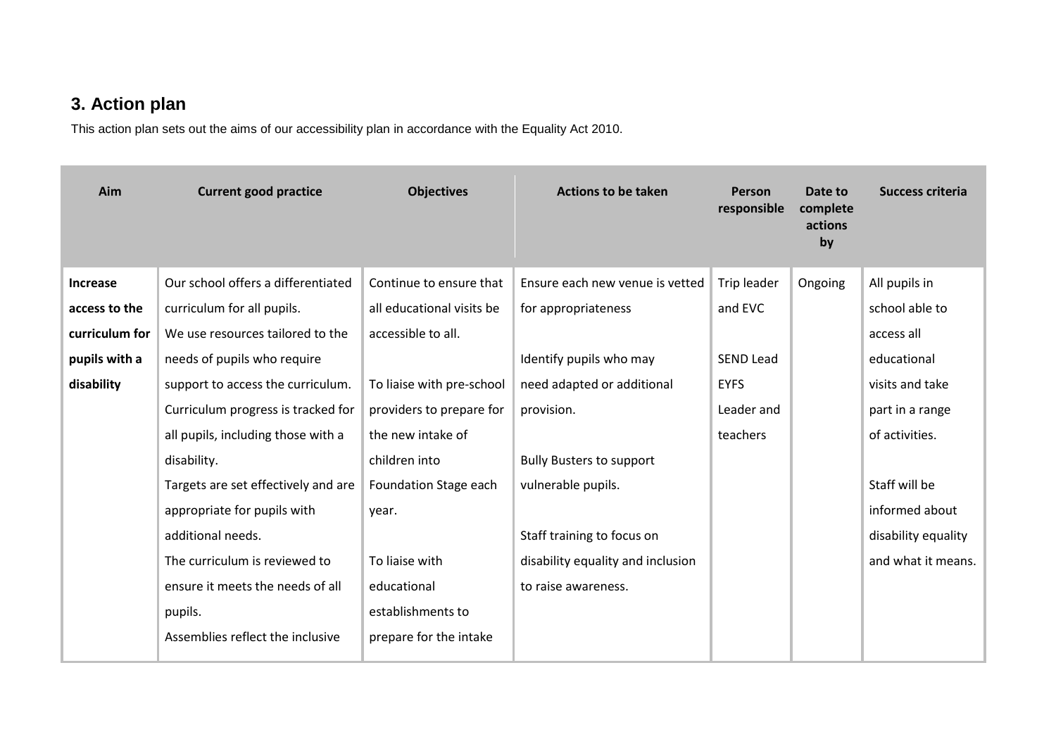## 3. Action plan

This action plan sets out the aims of our accessibility plan in accordance with the Equality Act 2010.

| Aim | Current good practice | Objectives | Actions to be taken | Person responsible | Date to complete actions by | Success criteria |
|---|---|---|---|---|---|---|
| **Increase access to the curriculum for pupils with a disability** | Our school offers a differentiated curriculum for all pupils.<br>We use resources tailored to the needs of pupils who require support to access the curriculum.<br>Curriculum progress is tracked for all pupils, including those with a disability.<br>Targets are set effectively and are appropriate for pupils with additional needs.<br>The curriculum is reviewed to ensure it meets the needs of all pupils.<br>Assemblies reflect the inclusive | Continue to ensure that all educational visits be accessible to all.<br><br>To liaise with pre-school providers to prepare for the new intake of children into Foundation Stage each year.<br><br>To liaise with educational establishments to prepare for the intake | Ensure each new venue is vetted for appropriateness<br><br>Identify pupils who may need adapted or additional provision.<br><br>Bully Busters to support vulnerable pupils.<br><br>Staff training to focus on disability equality and inclusion to raise awareness. | Trip leader and EVC<br><br>SEND Lead EYFS Leader and teachers | Ongoing | All pupils in school able to access all educational visits and take part in a range of activities.<br><br>Staff will be informed about disability equality and what it means. |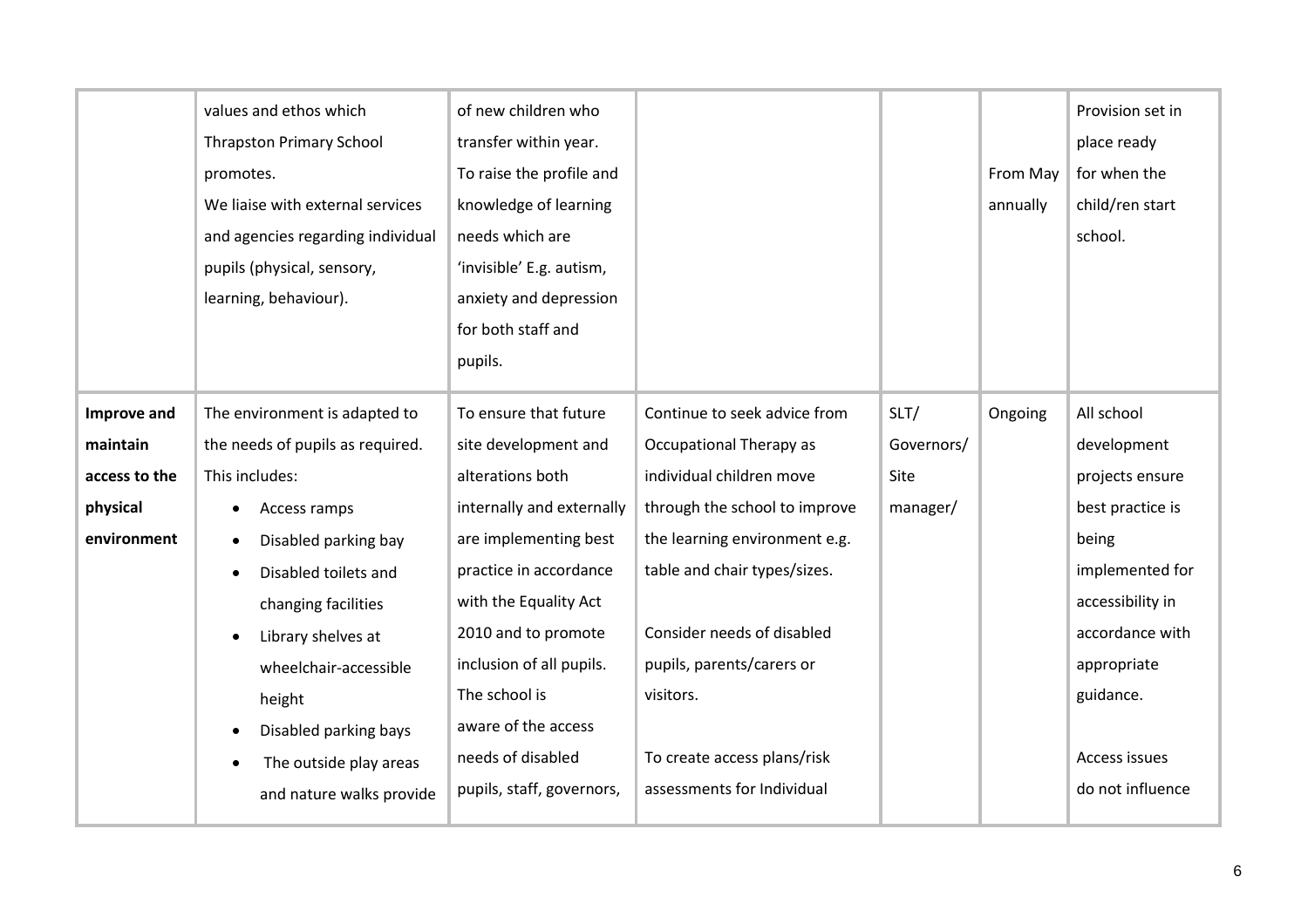| | | | | | | |
|---|---|---|---|---|---|---|
| | values and ethos which Thrapston Primary School promotes.<br>We liaise with external services and agencies regarding individual pupils (physical, sensory, learning, behaviour). | of new children who transfer within year.<br>To raise the profile and knowledge of learning needs which are 'invisible' E.g. autism, anxiety and depression for both staff and pupils. | | | From May annually | Provision set in place ready for when the child/ren start school. |
| **Improve and maintain access to the physical environment** | The environment is adapted to the needs of pupils as required. This includes:<br>• Access ramps<br>• Disabled parking bay<br>• Disabled toilets and changing facilities<br>• Library shelves at wheelchair-accessible height<br>• Disabled parking bays<br>• The outside play areas and nature walks provide | To ensure that future site development and alterations both internally and externally are implementing best practice in accordance with the Equality Act 2010 and to promote inclusion of all pupils. The school is aware of the access needs of disabled pupils, staff, governors, | Continue to seek advice from Occupational Therapy as individual children move through the school to improve the learning environment e.g. table and chair types/sizes.<br><br>Consider needs of disabled pupils, parents/carers or visitors.<br><br>To create access plans/risk assessments for Individual | SLT/ Governors/ Site manager/ | Ongoing | All school development projects ensure best practice is being implemented for accessibility in accordance with appropriate guidance.<br><br>Access issues do not influence |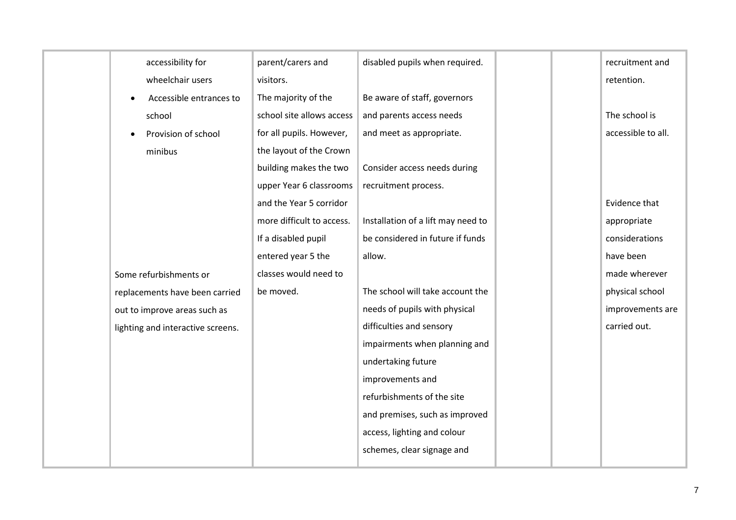| | | | | | | |
|---|---|---|---|---|---|---|
| | accessibility for wheelchair users<br>• Accessible entrances to school<br>• Provision of school minibus<br><br>Some refurbishments or replacements have been carried out to improve areas such as lighting and interactive screens. | parent/carers and visitors.<br>The majority of the school site allows access for all pupils. However, the layout of the Crown building makes the two upper Year 6 classrooms and the Year 5 corridor more difficult to access. If a disabled pupil entered year 5 the classes would need to be moved. | disabled pupils when required.<br><br>Be aware of staff, governors and parents access needs and meet as appropriate.<br><br>Consider access needs during recruitment process.<br><br>Installation of a lift may need to be considered in future if funds allow.<br><br>The school will take account the needs of pupils with physical difficulties and sensory impairments when planning and undertaking future improvements and refurbishments of the site and premises, such as improved access, lighting and colour schemes, clear signage and | | | recruitment and retention.<br><br>The school is accessible to all.<br><br>Evidence that appropriate considerations have been made wherever physical school improvements are carried out. |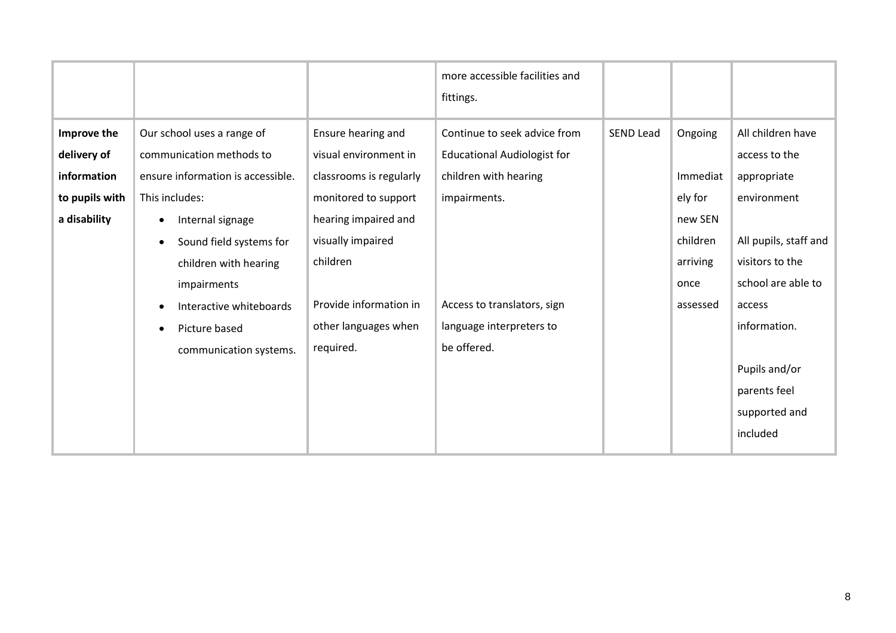| | | | | | | |
|---|---|---|---|---|---|---|
| | | | more accessible facilities and fittings. | | | |
| **Improve the delivery of information to pupils with a disability** | Our school uses a range of communication methods to ensure information is accessible. This includes:<br>• Internal signage<br>• Sound field systems for children with hearing impairments<br>• Interactive whiteboards<br>• Picture based communication systems. | Ensure hearing and visual environment in classrooms is regularly monitored to support hearing impaired and visually impaired children<br><br>Provide information in other languages when required. | Continue to seek advice from Educational Audiologist for children with hearing impairments.<br><br>Access to translators, sign language interpreters to be offered. | SEND Lead | Ongoing<br><br>Immediately for new SEN children arriving once assessed | All children have access to the appropriate environment<br><br>All pupils, staff and visitors to the school are able to access information.<br><br>Pupils and/or parents feel supported and included |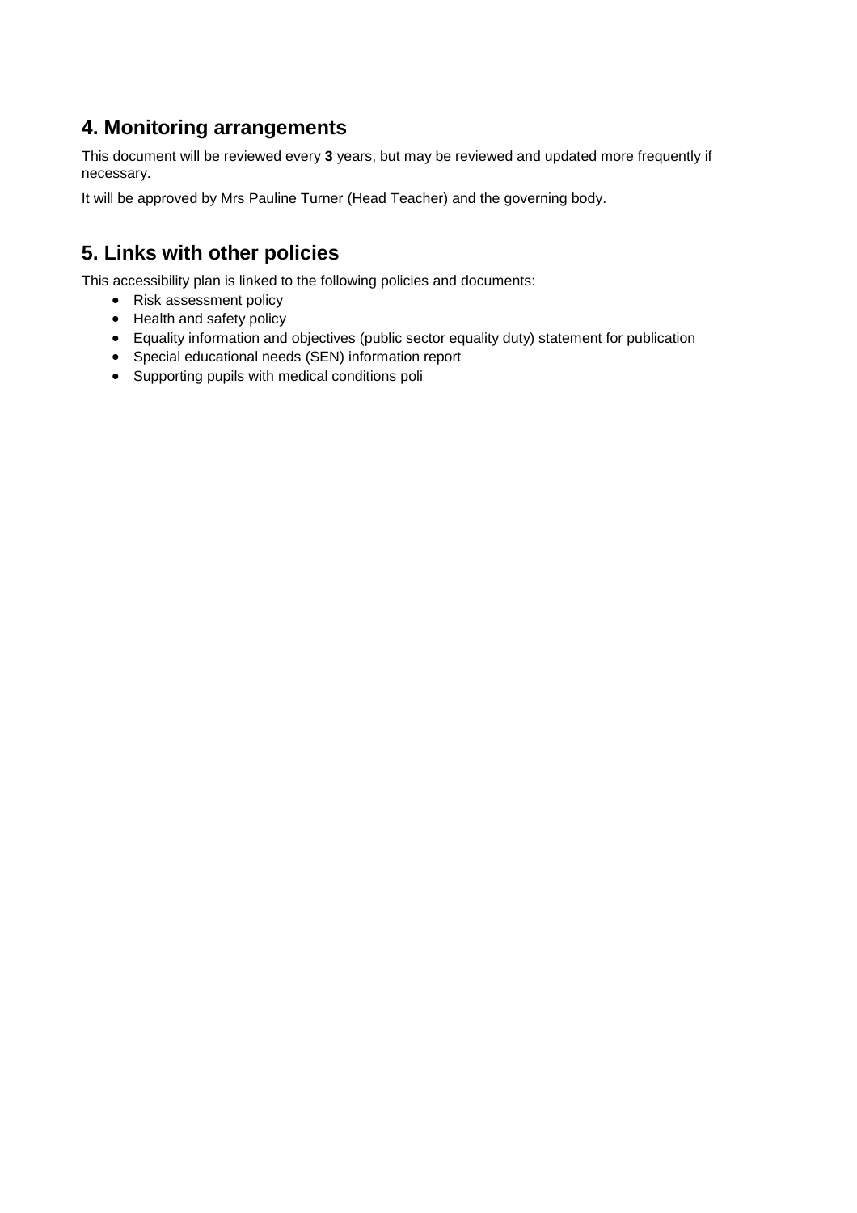## 4. Monitoring arrangements

This document will be reviewed every **3** years, but may be reviewed and updated more frequently if necessary.

It will be approved by Mrs Pauline Turner (Head Teacher) and the governing body.

## 5. Links with other policies

This accessibility plan is linked to the following policies and documents:

- Risk assessment policy
- Health and safety policy
- Equality information and objectives (public sector equality duty) statement for publication
- Special educational needs (SEN) information report
- Supporting pupils with medical conditions poli